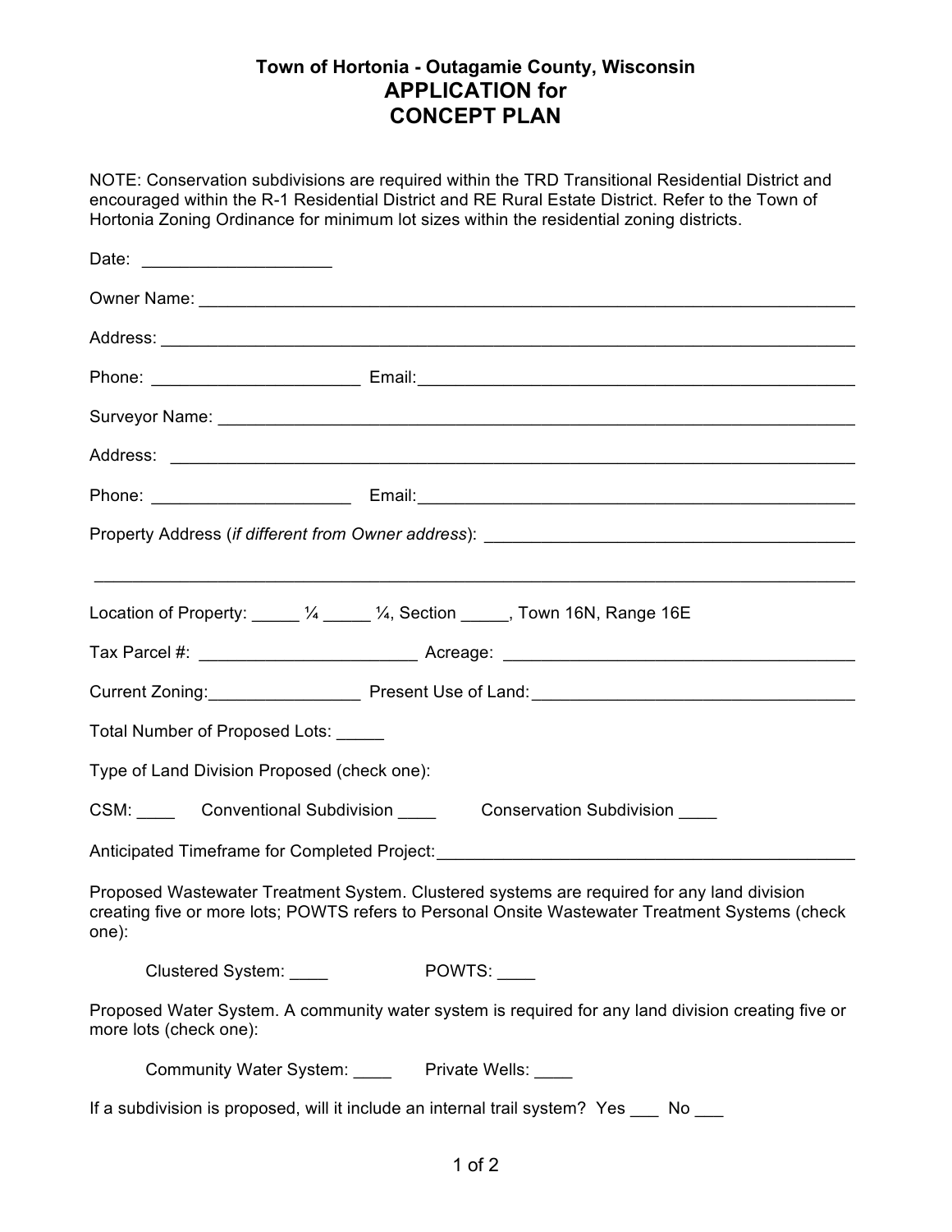**Town of Hortonia - Outagamie County, Wisconsin**

# APPLICATION for CONCEPT PLAN

NOTE: Conservation subdivisions are required within the TRD Transitional Residential District and encouraged within the R-1 Residential District and RE Rural Estate District. Refer to the Town of Hortonia Zoning Ordinance for minimum lot sizes within the residential zoning districts.

Date: ____________________

Owner Name: ______________________________________________________________________

Address: __________________________________________________________________________

Phone: ______________________ Email: _____________________________________________

Surveyor Name: ____________________________________________________________________

Address: __________________________________________________________________________

Phone: _____________________ Email: ______________________________________________

Property Address (*if different from Owner address*): _________________________________________

__________________________________________________________________________________

Location of Property: _____ ¼ _____ ¼, Section _____, Town 16N, Range 16E

Tax Parcel #: _______________________ Acreage: _______________________________________

Current Zoning: ________________ Present Use of Land: _________________________________

Total Number of Proposed Lots: _____

Type of Land Division Proposed (check one):

CSM: ____ Conventional Subdivision ____ Conservation Subdivision ____

Anticipated Timeframe for Completed Project: ______________________________________________

Proposed Wastewater Treatment System. Clustered systems are required for any land division creating five or more lots; POWTS refers to Personal Onsite Wastewater Treatment Systems (check one):

Clustered System: ____ POWTS: ____

Proposed Water System. A community water system is required for any land division creating five or more lots (check one):

Community Water System: ____ Private Wells: ____

If a subdivision is proposed, will it include an internal trail system? Yes ___ No ___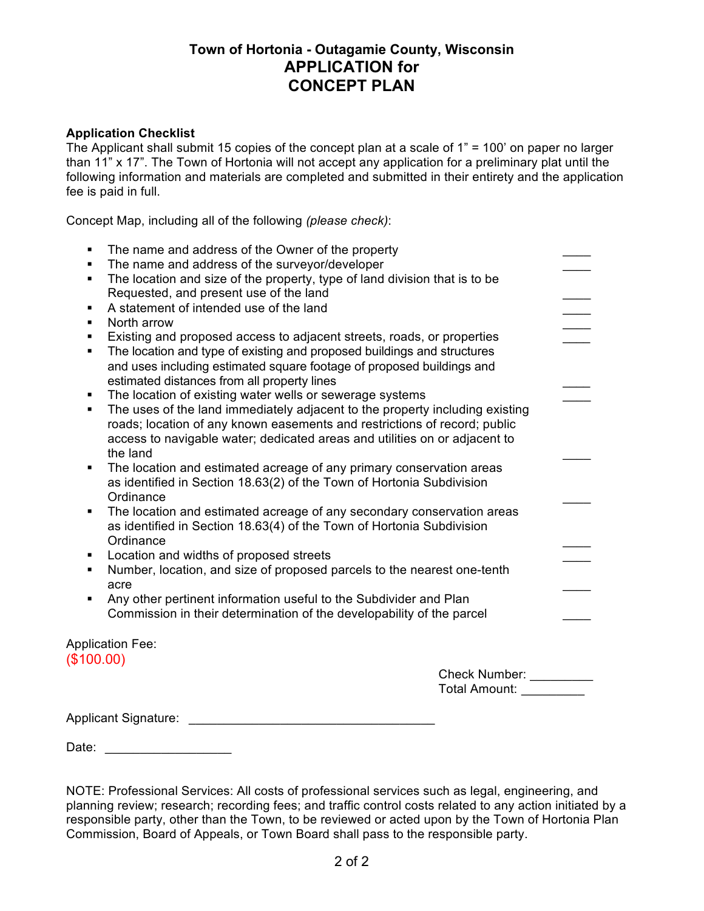# Town of Hortonia - Outagamie County, Wisconsin

## APPLICATION for CONCEPT PLAN

**Application Checklist**

The Applicant shall submit 15 copies of the concept plan at a scale of 1" = 100' on paper no larger than 11" x 17". The Town of Hortonia will not accept any application for a preliminary plat until the following information and materials are completed and submitted in their entirety and the application fee is paid in full.

Concept Map, including all of the following *(please check)*:

- The name and address of the Owner of the property ____
- The name and address of the surveyor/developer ____
- The location and size of the property, type of land division that is to be Requested, and present use of the land ____
- A statement of intended use of the land ____
- North arrow ____
- Existing and proposed access to adjacent streets, roads, or properties ____
- The location and type of existing and proposed buildings and structures and uses including estimated square footage of proposed buildings and estimated distances from all property lines ____
- The location of existing water wells or sewerage systems ____
- The uses of the land immediately adjacent to the property including existing roads; location of any known easements and restrictions of record; public access to navigable water; dedicated areas and utilities on or adjacent to the land ____
- The location and estimated acreage of any primary conservation areas as identified in Section 18.63(2) of the Town of Hortonia Subdivision Ordinance ____
- The location and estimated acreage of any secondary conservation areas as identified in Section 18.63(4) of the Town of Hortonia Subdivision Ordinance ____
- Location and widths of proposed streets ____
- Number, location, and size of proposed parcels to the nearest one-tenth acre ____
- Any other pertinent information useful to the Subdivider and Plan Commission in their determination of the developability of the parcel ____

Application Fee:
($100.00)

Check Number: _________
Total Amount: _________

Applicant Signature: ___________________________________

Date: __________________

NOTE: Professional Services: All costs of professional services such as legal, engineering, and planning review; research; recording fees; and traffic control costs related to any action initiated by a responsible party, other than the Town, to be reviewed or acted upon by the Town of Hortonia Plan Commission, Board of Appeals, or Town Board shall pass to the responsible party.